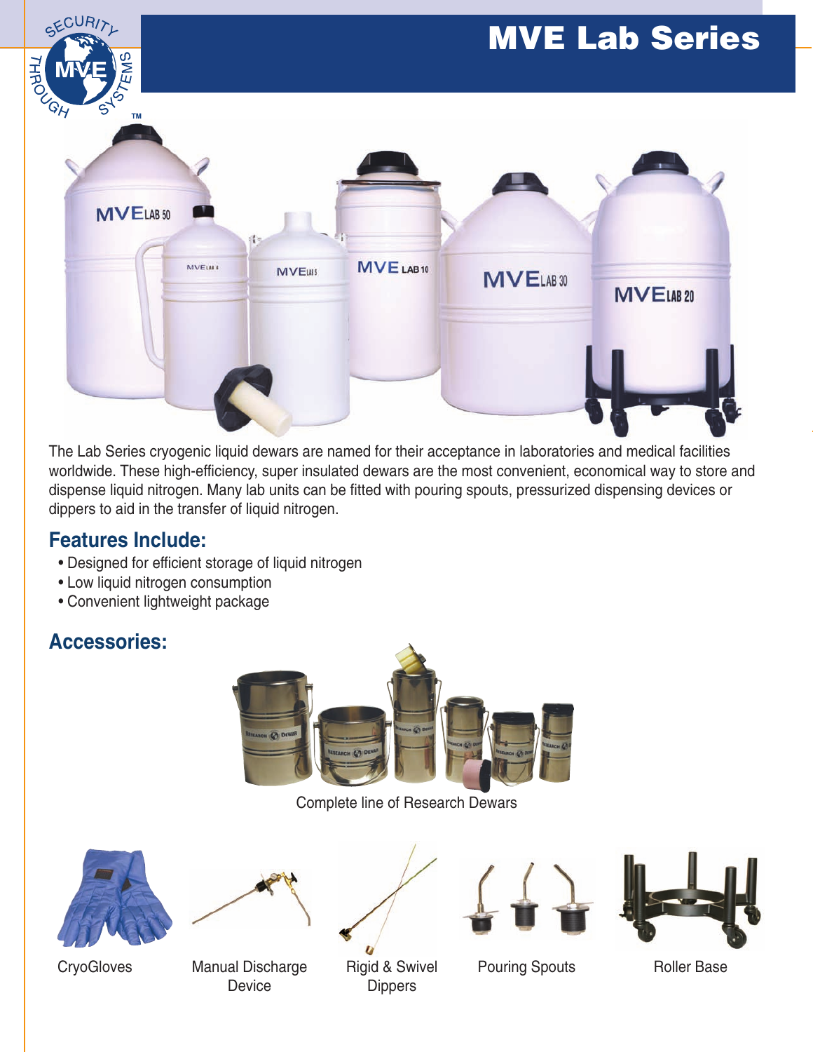# MVE Lab Series

The Lab Series cryogenic liquid dewars are named for their acceptance in laboratories and medical facilities worldwide. These high-efficiency, super insulated dewars are the most convenient, economical way to store and dispense liquid nitrogen. Many lab units can be fitted with pouring spouts, pressurized dispensing devices or dippers to aid in the transfer of liquid nitrogen.

## Features Include:

- Designed for efficient storage of liquid nitrogen
- Low liquid nitrogen consumption
- Convenient lightweight package

## Accessories:

Complete line of Research Dewars

CryoGloves

Manual Discharge Device

Rigid & Swivel Dippers

Pouring Spouts

Roller Base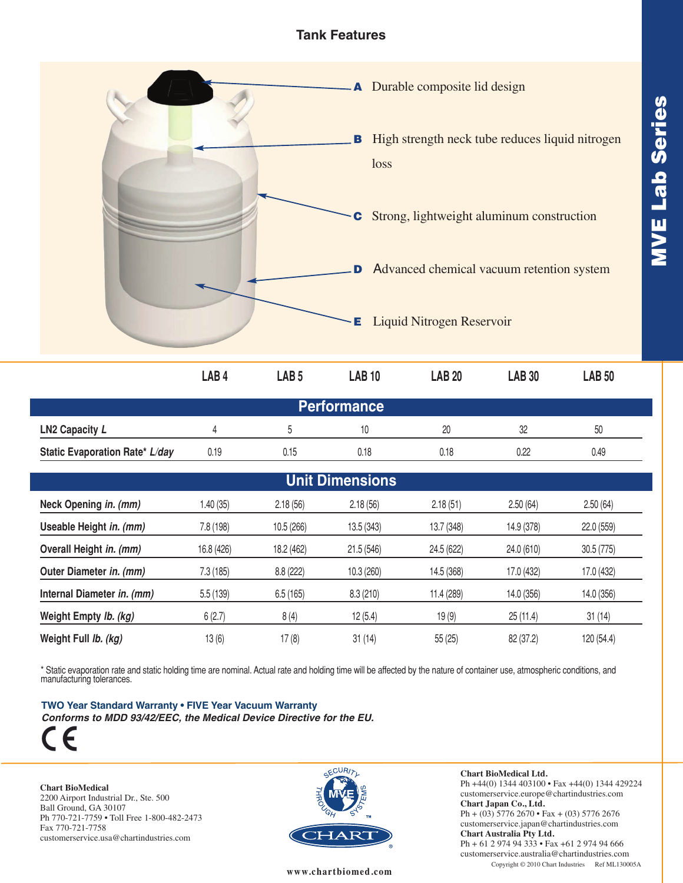## Tank Features

**A** Durable composite lid design

**B** High strength neck tube reduces liquid nitrogen loss

**C** Strong, lightweight aluminum construction

**D** Advanced chemical vacuum retention system

**E** Liquid Nitrogen Reservoir

**MVE Lab Series**

| | LAB 4 | LAB 5 | LAB 10 | LAB 20 | LAB 30 | LAB 50 |
|---|---|---|---|---|---|---|
| **Performance** | | | | | | |
| **LN2 Capacity *L*** | 4 | 5 | 10 | 20 | 32 | 50 |
| **Static Evaporation Rate* *L/day*** | 0.19 | 0.15 | 0.18 | 0.18 | 0.22 | 0.49 |
| **Unit Dimensions** | | | | | | |
| **Neck Opening *in. (mm)*** | 1.40 (35) | 2.18 (56) | 2.18 (56) | 2.18 (51) | 2.50 (64) | 2.50 (64) |
| **Useable Height *in. (mm)*** | 7.8 (198) | 10.5 (266) | 13.5 (343) | 13.7 (348) | 14.9 (378) | 22.0 (559) |
| **Overall Height *in. (mm)*** | 16.8 (426) | 18.2 (462) | 21.5 (546) | 24.5 (622) | 24.0 (610) | 30.5 (775) |
| **Outer Diameter *in. (mm)*** | 7.3 (185) | 8.8 (222) | 10.3 (260) | 14.5 (368) | 17.0 (432) | 17.0 (432) |
| **Internal Diameter *in. (mm)*** | 5.5 (139) | 6.5 (165) | 8.3 (210) | 11.4 (289) | 14.0 (356) | 14.0 (356) |
| **Weight Empty *lb. (kg)*** | 6 (2.7) | 8 (4) | 12 (5.4) | 19 (9) | 25 (11.4) | 31 (14) |
| **Weight Full *lb. (kg)*** | 13 (6) | 17 (8) | 31 (14) | 55 (25) | 82 (37.2) | 120 (54.4) |

* Static evaporation rate and static holding time are nominal. Actual rate and holding time will be affected by the nature of container use, atmospheric conditions, and manufacturing tolerances.

**TWO Year Standard Warranty • FIVE Year Vacuum Warranty**
***Conforms to MDD 93/42/EEC, the Medical Device Directive for the EU.***

CE

**Chart BioMedical**
2200 Airport Industrial Dr., Ste. 500
Ball Ground, GA 30107
Ph 770-721-7759 • Toll Free 1-800-482-2473
Fax 770-721-7758
customerservice.usa@chartindustries.com

SECURITY THROUGH SYSTEMS™ MVE
CHART®

**Chart BioMedical Ltd.**
Ph +44(0) 1344 403100 • Fax +44(0) 1344 429224
customerservice.europe@chartindustries.com
**Chart Japan Co., Ltd.**
Ph + (03) 5776 2670 • Fax + (03) 5776 2676
customerservice.japan@chartindustries.com
**Chart Australia Pty Ltd.**
Ph + 61 2 974 94 333 • Fax +61 2 974 94 666
customerservice.australia@chartindustries.com

Copyright © 2010 Chart Industries Ref ML130005A

www.chartbiomed.com